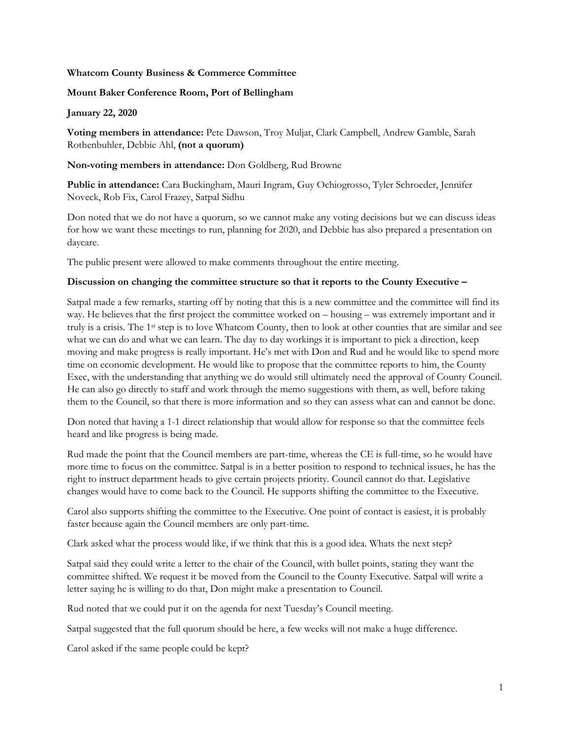**Whatcom County Business & Commerce Committee**

**Mount Baker Conference Room, Port of Bellingham**

**January 22, 2020**

**Voting members in attendance:** Pete Dawson, Troy Muljat, Clark Campbell, Andrew Gamble, Sarah Rothenbuhler, Debbie Ahl, **(not a quorum)**

**Non-voting members in attendance:** Don Goldberg, Rud Browne

**Public in attendance:** Cara Buckingham, Mauri Ingram, Guy Ochiogrosso, Tyler Schroeder, Jennifer Noveck, Rob Fix, Carol Frazey, Satpal Sidhu

Don noted that we do not have a quorum, so we cannot make any voting decisions but we can discuss ideas for how we want these meetings to run, planning for 2020, and Debbie has also prepared a presentation on daycare.

The public present were allowed to make comments throughout the entire meeting.

**Discussion on changing the committee structure so that it reports to the County Executive –**

Satpal made a few remarks, starting off by noting that this is a new committee and the committee will find its way. He believes that the first project the committee worked on – housing – was extremely important and it truly is a crisis. The 1st step is to love Whatcom County, then to look at other counties that are similar and see what we can do and what we can learn. The day to day workings it is important to pick a direction, keep moving and make progress is really important. He's met with Don and Rud and he would like to spend more time on economic development. He would like to propose that the committee reports to him, the County Exec, with the understanding that anything we do would still ultimately need the approval of County Council. He can also go directly to staff and work through the memo suggestions with them, as well, before taking them to the Council, so that there is more information and so they can assess what can and cannot be done.

Don noted that having a 1-1 direct relationship that would allow for response so that the committee feels heard and like progress is being made.

Rud made the point that the Council members are part-time, whereas the CE is full-time, so he would have more time to focus on the committee. Satpal is in a better position to respond to technical issues, he has the right to instruct department heads to give certain projects priority. Council cannot do that. Legislative changes would have to come back to the Council. He supports shifting the committee to the Executive.

Carol also supports shifting the committee to the Executive. One point of contact is easiest, it is probably faster because again the Council members are only part-time.

Clark asked what the process would like, if we think that this is a good idea. Whats the next step?

Satpal said they could write a letter to the chair of the Council, with bullet points, stating they want the committee shifted. We request it be moved from the Council to the County Executive. Satpal will write a letter saying he is willing to do that, Don might make a presentation to Council.

Rud noted that we could put it on the agenda for next Tuesday's Council meeting.

Satpal suggested that the full quorum should be here, a few weeks will not make a huge difference.

Carol asked if the same people could be kept?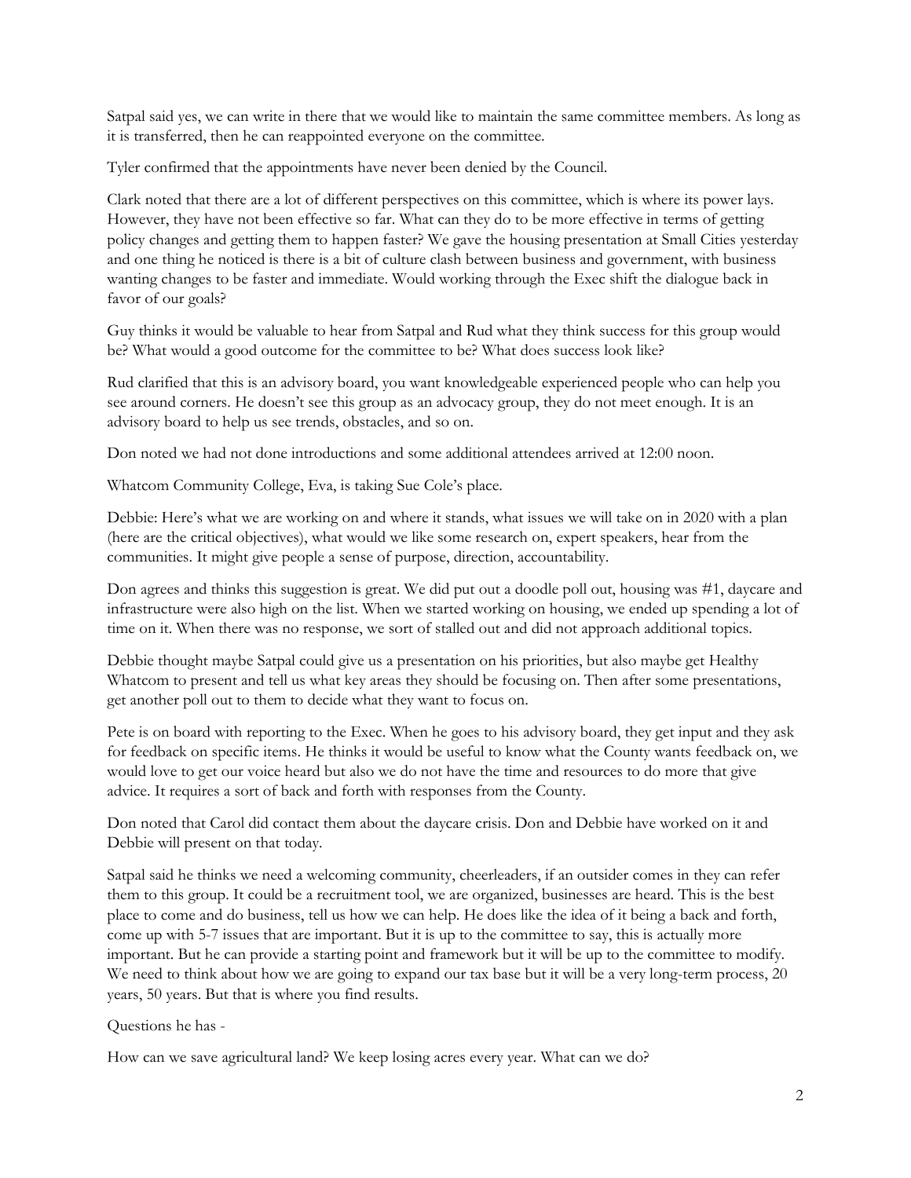Satpal said yes, we can write in there that we would like to maintain the same committee members. As long as it is transferred, then he can reappointed everyone on the committee.

Tyler confirmed that the appointments have never been denied by the Council.

Clark noted that there are a lot of different perspectives on this committee, which is where its power lays. However, they have not been effective so far. What can they do to be more effective in terms of getting policy changes and getting them to happen faster? We gave the housing presentation at Small Cities yesterday and one thing he noticed is there is a bit of culture clash between business and government, with business wanting changes to be faster and immediate. Would working through the Exec shift the dialogue back in favor of our goals?

Guy thinks it would be valuable to hear from Satpal and Rud what they think success for this group would be? What would a good outcome for the committee to be? What does success look like?

Rud clarified that this is an advisory board, you want knowledgeable experienced people who can help you see around corners. He doesn't see this group as an advocacy group, they do not meet enough. It is an advisory board to help us see trends, obstacles, and so on.

Don noted we had not done introductions and some additional attendees arrived at 12:00 noon.

Whatcom Community College, Eva, is taking Sue Cole's place.

Debbie: Here's what we are working on and where it stands, what issues we will take on in 2020 with a plan (here are the critical objectives), what would we like some research on, expert speakers, hear from the communities. It might give people a sense of purpose, direction, accountability.

Don agrees and thinks this suggestion is great. We did put out a doodle poll out, housing was #1, daycare and infrastructure were also high on the list. When we started working on housing, we ended up spending a lot of time on it. When there was no response, we sort of stalled out and did not approach additional topics.

Debbie thought maybe Satpal could give us a presentation on his priorities, but also maybe get Healthy Whatcom to present and tell us what key areas they should be focusing on. Then after some presentations, get another poll out to them to decide what they want to focus on.

Pete is on board with reporting to the Exec. When he goes to his advisory board, they get input and they ask for feedback on specific items. He thinks it would be useful to know what the County wants feedback on, we would love to get our voice heard but also we do not have the time and resources to do more that give advice. It requires a sort of back and forth with responses from the County.

Don noted that Carol did contact them about the daycare crisis. Don and Debbie have worked on it and Debbie will present on that today.

Satpal said he thinks we need a welcoming community, cheerleaders, if an outsider comes in they can refer them to this group. It could be a recruitment tool, we are organized, businesses are heard. This is the best place to come and do business, tell us how we can help. He does like the idea of it being a back and forth, come up with 5-7 issues that are important. But it is up to the committee to say, this is actually more important. But he can provide a starting point and framework but it will be up to the committee to modify. We need to think about how we are going to expand our tax base but it will be a very long-term process, 20 years, 50 years. But that is where you find results.

Questions he has -

How can we save agricultural land? We keep losing acres every year. What can we do?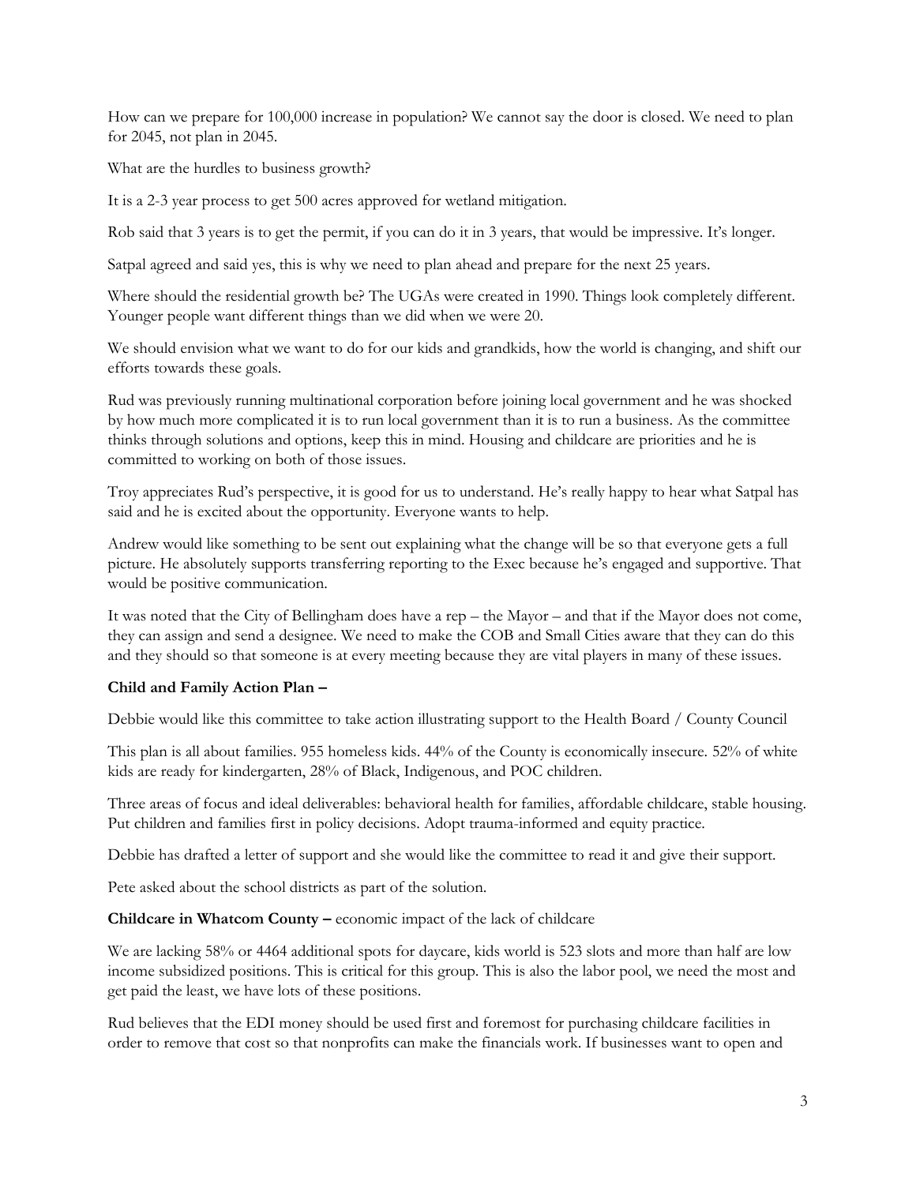How can we prepare for 100,000 increase in population? We cannot say the door is closed. We need to plan for 2045, not plan in 2045.

What are the hurdles to business growth?

It is a 2-3 year process to get 500 acres approved for wetland mitigation.

Rob said that 3 years is to get the permit, if you can do it in 3 years, that would be impressive. It's longer.

Satpal agreed and said yes, this is why we need to plan ahead and prepare for the next 25 years.

Where should the residential growth be? The UGAs were created in 1990. Things look completely different. Younger people want different things than we did when we were 20.

We should envision what we want to do for our kids and grandkids, how the world is changing, and shift our efforts towards these goals.

Rud was previously running multinational corporation before joining local government and he was shocked by how much more complicated it is to run local government than it is to run a business. As the committee thinks through solutions and options, keep this in mind. Housing and childcare are priorities and he is committed to working on both of those issues.

Troy appreciates Rud's perspective, it is good for us to understand. He's really happy to hear what Satpal has said and he is excited about the opportunity. Everyone wants to help.

Andrew would like something to be sent out explaining what the change will be so that everyone gets a full picture. He absolutely supports transferring reporting to the Exec because he's engaged and supportive. That would be positive communication.

It was noted that the City of Bellingham does have a rep – the Mayor – and that if the Mayor does not come, they can assign and send a designee. We need to make the COB and Small Cities aware that they can do this and they should so that someone is at every meeting because they are vital players in many of these issues.

**Child and Family Action Plan –**

Debbie would like this committee to take action illustrating support to the Health Board / County Council

This plan is all about families. 955 homeless kids. 44% of the County is economically insecure. 52% of white kids are ready for kindergarten, 28% of Black, Indigenous, and POC children.

Three areas of focus and ideal deliverables: behavioral health for families, affordable childcare, stable housing. Put children and families first in policy decisions. Adopt trauma-informed and equity practice.

Debbie has drafted a letter of support and she would like the committee to read it and give their support.

Pete asked about the school districts as part of the solution.

**Childcare in Whatcom County –** economic impact of the lack of childcare

We are lacking 58% or 4464 additional spots for daycare, kids world is 523 slots and more than half are low income subsidized positions. This is critical for this group. This is also the labor pool, we need the most and get paid the least, we have lots of these positions.

Rud believes that the EDI money should be used first and foremost for purchasing childcare facilities in order to remove that cost so that nonprofits can make the financials work. If businesses want to open and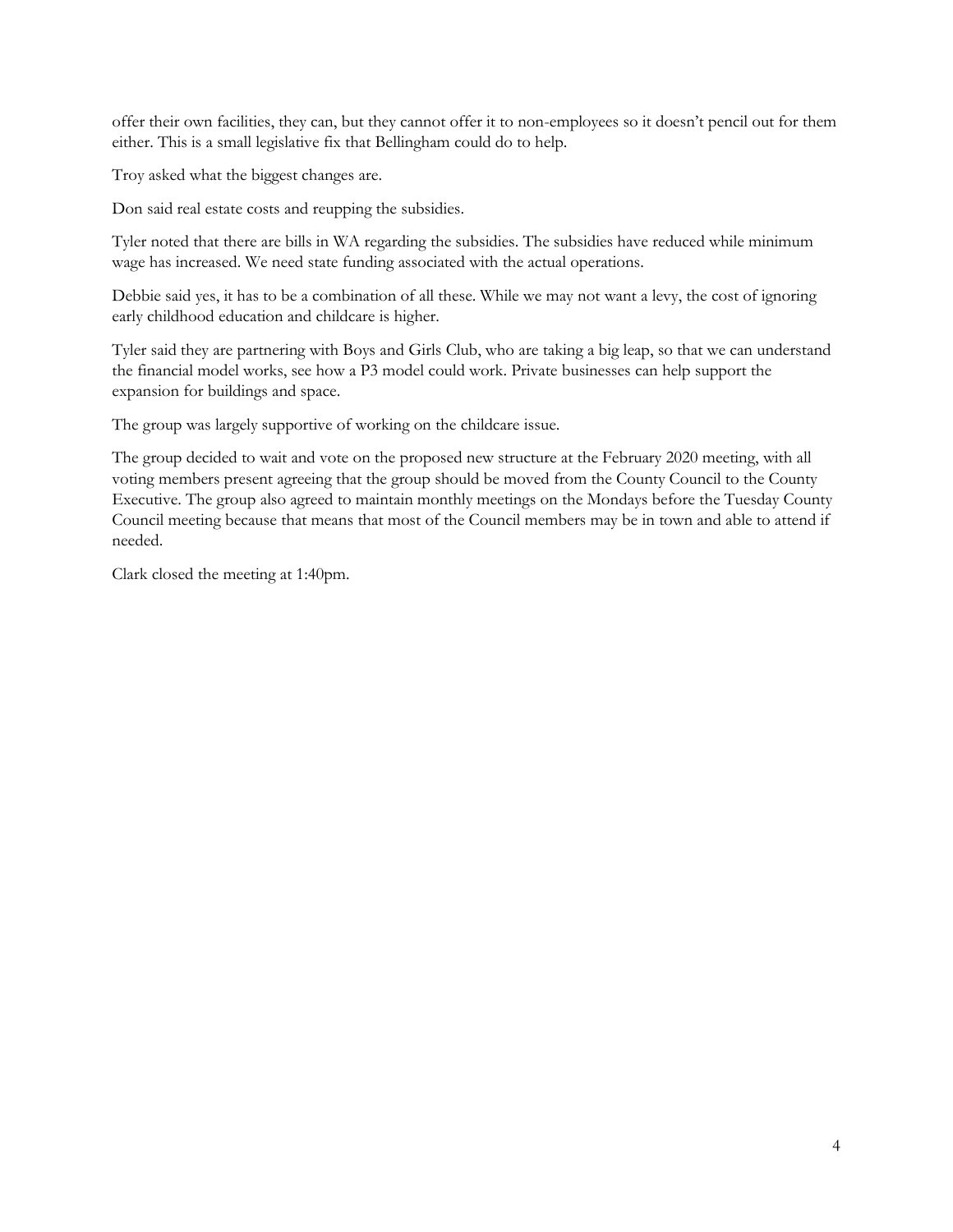offer their own facilities, they can, but they cannot offer it to non-employees so it doesn't pencil out for them either. This is a small legislative fix that Bellingham could do to help.

Troy asked what the biggest changes are.

Don said real estate costs and reupping the subsidies.

Tyler noted that there are bills in WA regarding the subsidies. The subsidies have reduced while minimum wage has increased. We need state funding associated with the actual operations.

Debbie said yes, it has to be a combination of all these. While we may not want a levy, the cost of ignoring early childhood education and childcare is higher.

Tyler said they are partnering with Boys and Girls Club, who are taking a big leap, so that we can understand the financial model works, see how a P3 model could work. Private businesses can help support the expansion for buildings and space.

The group was largely supportive of working on the childcare issue.

The group decided to wait and vote on the proposed new structure at the February 2020 meeting, with all voting members present agreeing that the group should be moved from the County Council to the County Executive. The group also agreed to maintain monthly meetings on the Mondays before the Tuesday County Council meeting because that means that most of the Council members may be in town and able to attend if needed.

Clark closed the meeting at 1:40pm.